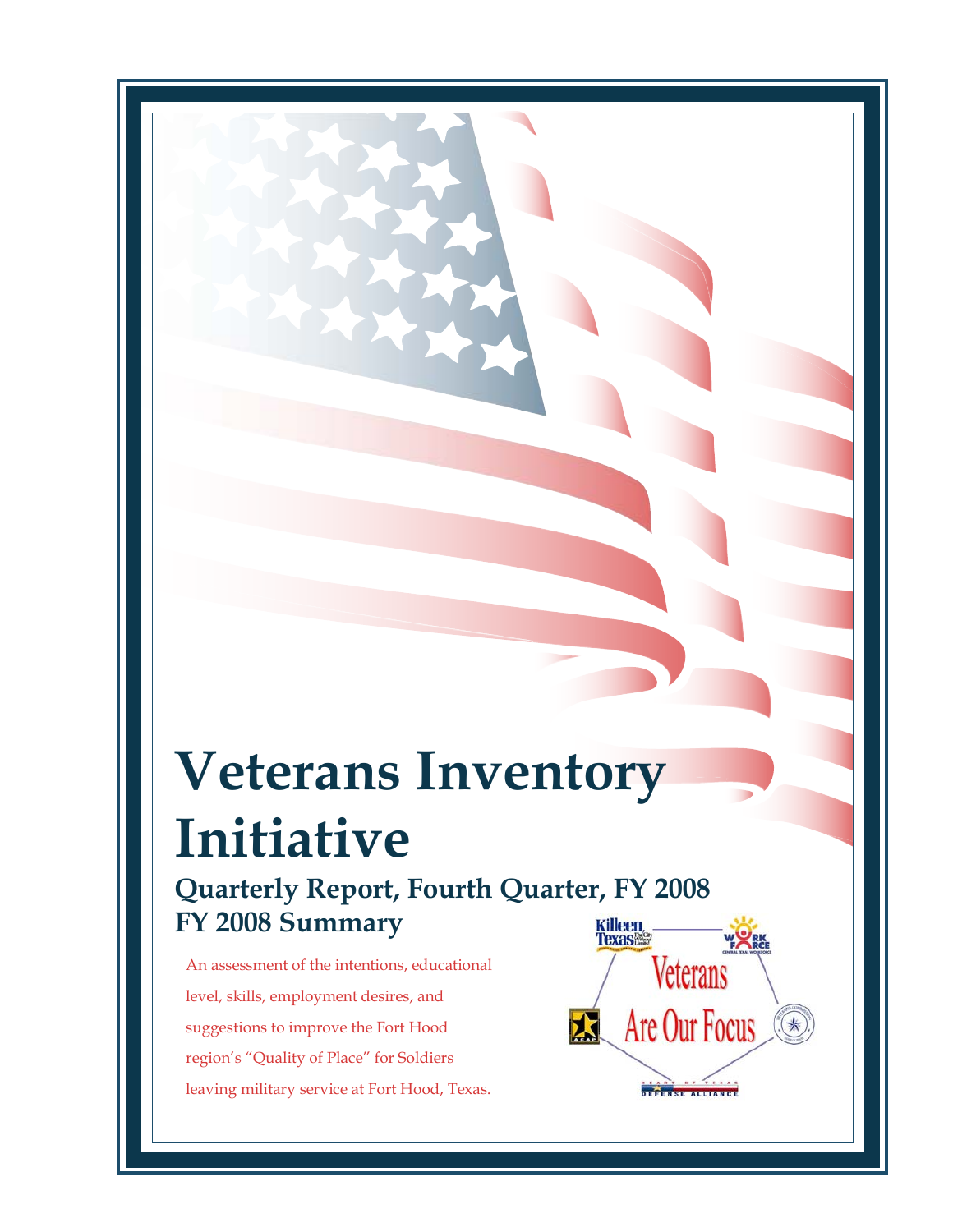# Veterans Inventory Initiative

## Quarterly Report, Fourth Quarter, FY 2008
## FY 2008 Summary

An assessment of the intentions, educational level, skills, employment desires, and suggestions to improve the Fort Hood region's "Quality of Place" for Soldiers leaving military service at Fort Hood, Texas.

Veterans Are Our Focus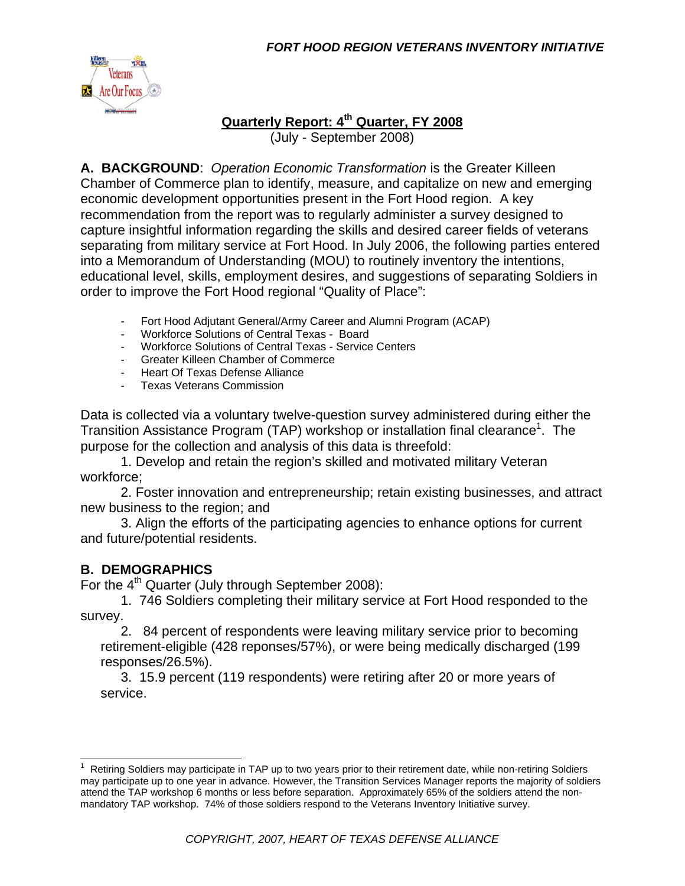# Quarterly Report: 4th Quarter, FY 2008

(July - September 2008)

**A. BACKGROUND**: *Operation Economic Transformation* is the Greater Killeen Chamber of Commerce plan to identify, measure, and capitalize on new and emerging economic development opportunities present in the Fort Hood region. A key recommendation from the report was to regularly administer a survey designed to capture insightful information regarding the skills and desired career fields of veterans separating from military service at Fort Hood. In July 2006, the following parties entered into a Memorandum of Understanding (MOU) to routinely inventory the intentions, educational level, skills, employment desires, and suggestions of separating Soldiers in order to improve the Fort Hood regional "Quality of Place":

- Fort Hood Adjutant General/Army Career and Alumni Program (ACAP)
- Workforce Solutions of Central Texas - Board
- Workforce Solutions of Central Texas - Service Centers
- Greater Killeen Chamber of Commerce
- Heart Of Texas Defense Alliance
- Texas Veterans Commission

Data is collected via a voluntary twelve-question survey administered during either the Transition Assistance Program (TAP) workshop or installation final clearance[1]. The purpose for the collection and analysis of this data is threefold:

1. Develop and retain the region's skilled and motivated military Veteran workforce;
2. Foster innovation and entrepreneurship; retain existing businesses, and attract new business to the region; and
3. Align the efforts of the participating agencies to enhance options for current and future/potential residents.

**B. DEMOGRAPHICS**

For the 4th Quarter (July through September 2008):

1. 746 Soldiers completing their military service at Fort Hood responded to the survey.
2. 84 percent of respondents were leaving military service prior to becoming retirement-eligible (428 reponses/57%), or were being medically discharged (199 responses/26.5%).
3. 15.9 percent (119 respondents) were retiring after 20 or more years of service.

[1] Retiring Soldiers may participate in TAP up to two years prior to their retirement date, while non-retiring Soldiers may participate up to one year in advance. However, the Transition Services Manager reports the majority of soldiers attend the TAP workshop 6 months or less before separation. Approximately 65% of the soldiers attend the non-mandatory TAP workshop. 74% of those soldiers respond to the Veterans Inventory Initiative survey.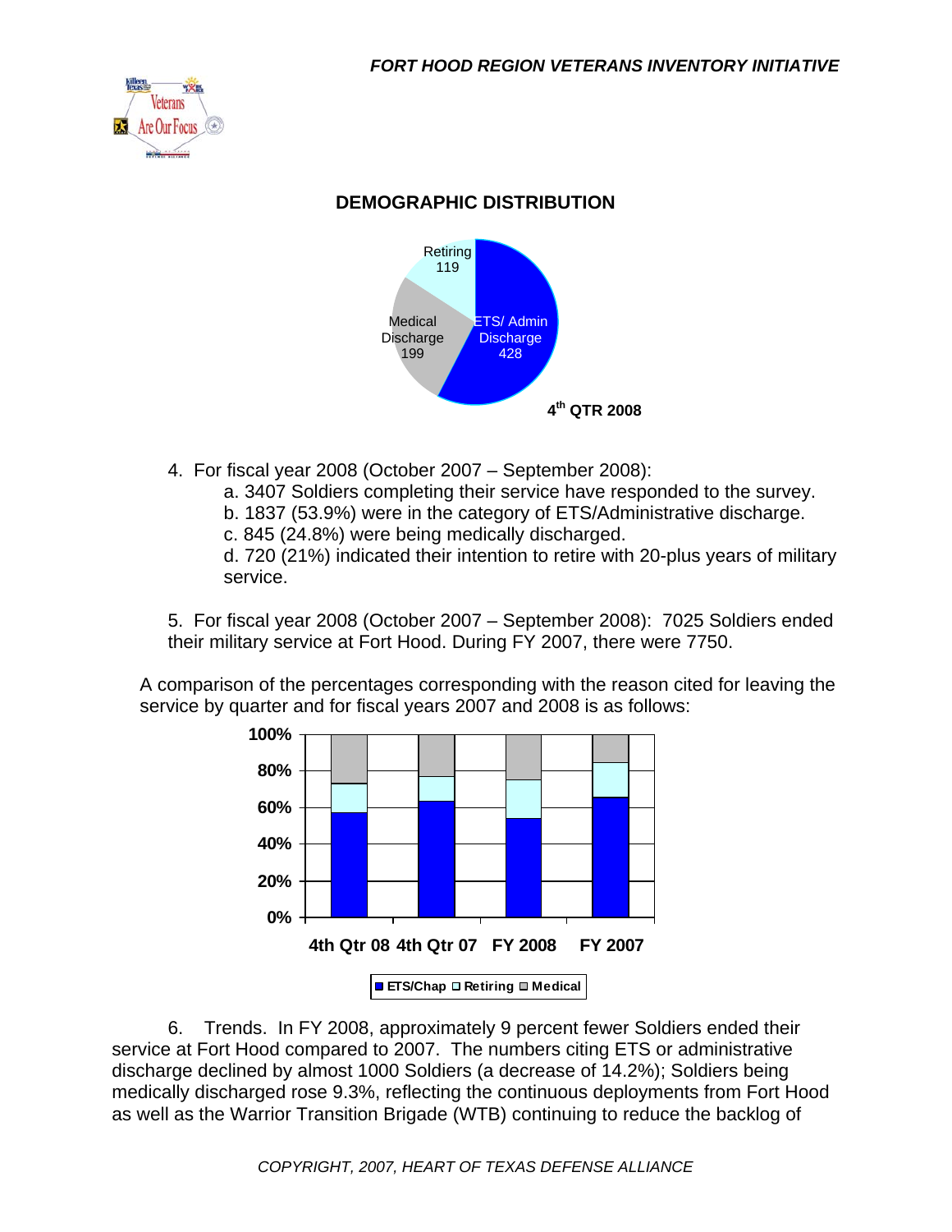## DEMOGRAPHIC DISTRIBUTION

Retiring 119

Medical Discharge 199

ETS/ Admin Discharge 428

4th QTR 2008

4. For fiscal year 2008 (October 2007 – September 2008):
   a. 3407 Soldiers completing their service have responded to the survey.
   b. 1837 (53.9%) were in the category of ETS/Administrative discharge.
   c. 845 (24.8%) were being medically discharged.
   d. 720 (21%) indicated their intention to retire with 20-plus years of military service.

5. For fiscal year 2008 (October 2007 – September 2008): 7025 Soldiers ended their military service at Fort Hood. During FY 2007, there were 7750.

A comparison of the percentages corresponding with the reason cited for leaving the service by quarter and for fiscal years 2007 and 2008 is as follows:

100%, 80%, 60%, 40%, 20%, 0%

4th Qtr 08, 4th Qtr 07, FY 2008, FY 2007

ETS/Chap, Retiring, Medical

6. Trends. In FY 2008, approximately 9 percent fewer Soldiers ended their service at Fort Hood compared to 2007. The numbers citing ETS or administrative discharge declined by almost 1000 Soldiers (a decrease of 14.2%); Soldiers being medically discharged rose 9.3%, reflecting the continuous deployments from Fort Hood as well as the Warrior Transition Brigade (WTB) continuing to reduce the backlog of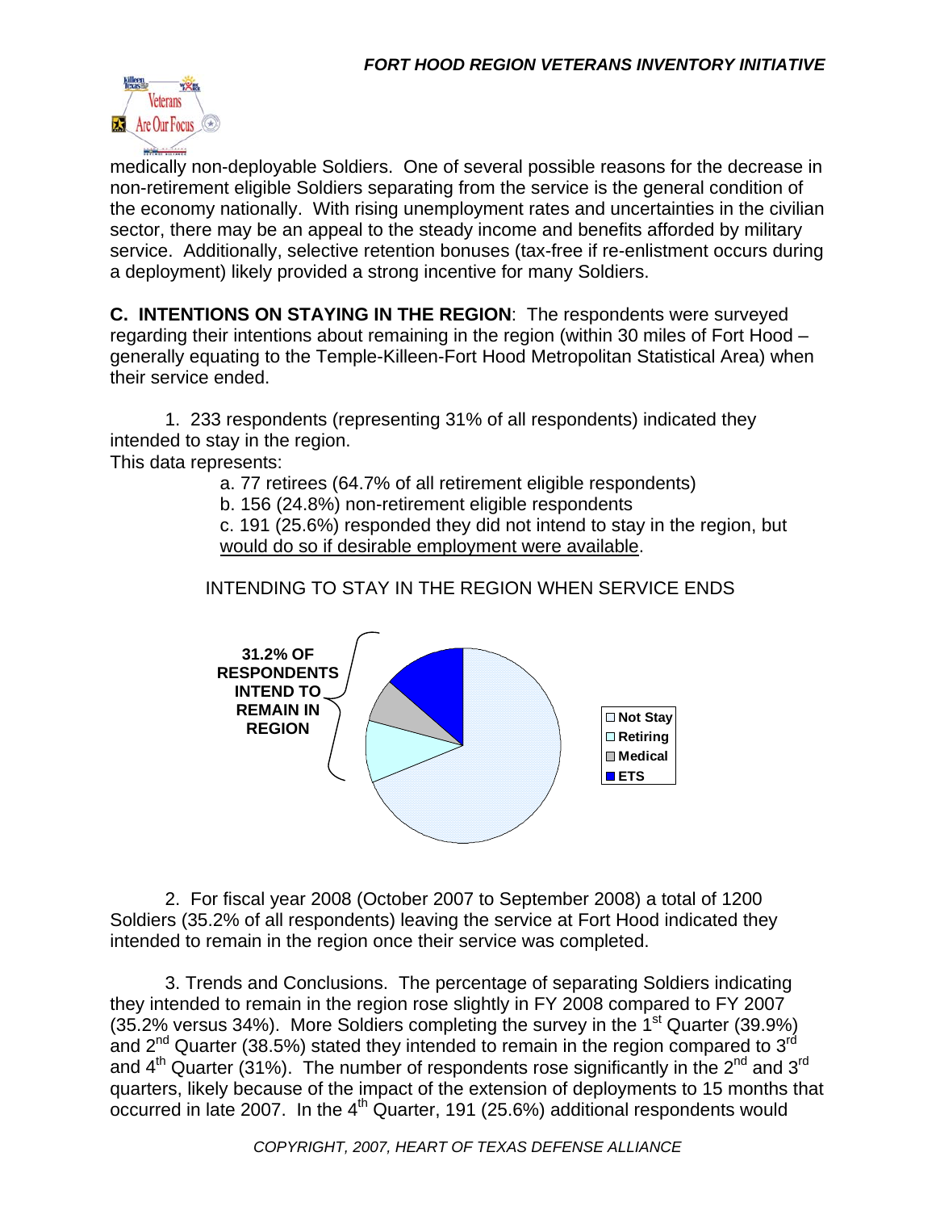medically non-deployable Soldiers. One of several possible reasons for the decrease in non-retirement eligible Soldiers separating from the service is the general condition of the economy nationally. With rising unemployment rates and uncertainties in the civilian sector, there may be an appeal to the steady income and benefits afforded by military service. Additionally, selective retention bonuses (tax-free if re-enlistment occurs during a deployment) likely provided a strong incentive for many Soldiers.

**C. INTENTIONS ON STAYING IN THE REGION**: The respondents were surveyed regarding their intentions about remaining in the region (within 30 miles of Fort Hood – generally equating to the Temple-Killeen-Fort Hood Metropolitan Statistical Area) when their service ended.

1. 233 respondents (representing 31% of all respondents) indicated they intended to stay in the region.

This data represents:

a. 77 retirees (64.7% of all retirement eligible respondents)

b. 156 (24.8%) non-retirement eligible respondents

c. 191 (25.6%) responded they did not intend to stay in the region, but would do so if desirable employment were available.

INTENDING TO STAY IN THE REGION WHEN SERVICE ENDS

31.2% OF RESPONDENTS INTEND TO REMAIN IN REGION

Not Stay
Retiring
Medical
ETS

2. For fiscal year 2008 (October 2007 to September 2008) a total of 1200 Soldiers (35.2% of all respondents) leaving the service at Fort Hood indicated they intended to remain in the region once their service was completed.

3. Trends and Conclusions. The percentage of separating Soldiers indicating they intended to remain in the region rose slightly in FY 2008 compared to FY 2007 (35.2% versus 34%). More Soldiers completing the survey in the 1st Quarter (39.9%) and 2nd Quarter (38.5%) stated they intended to remain in the region compared to 3rd and 4th Quarter (31%). The number of respondents rose significantly in the 2nd and 3rd quarters, likely because of the impact of the extension of deployments to 15 months that occurred in late 2007. In the 4th Quarter, 191 (25.6%) additional respondents would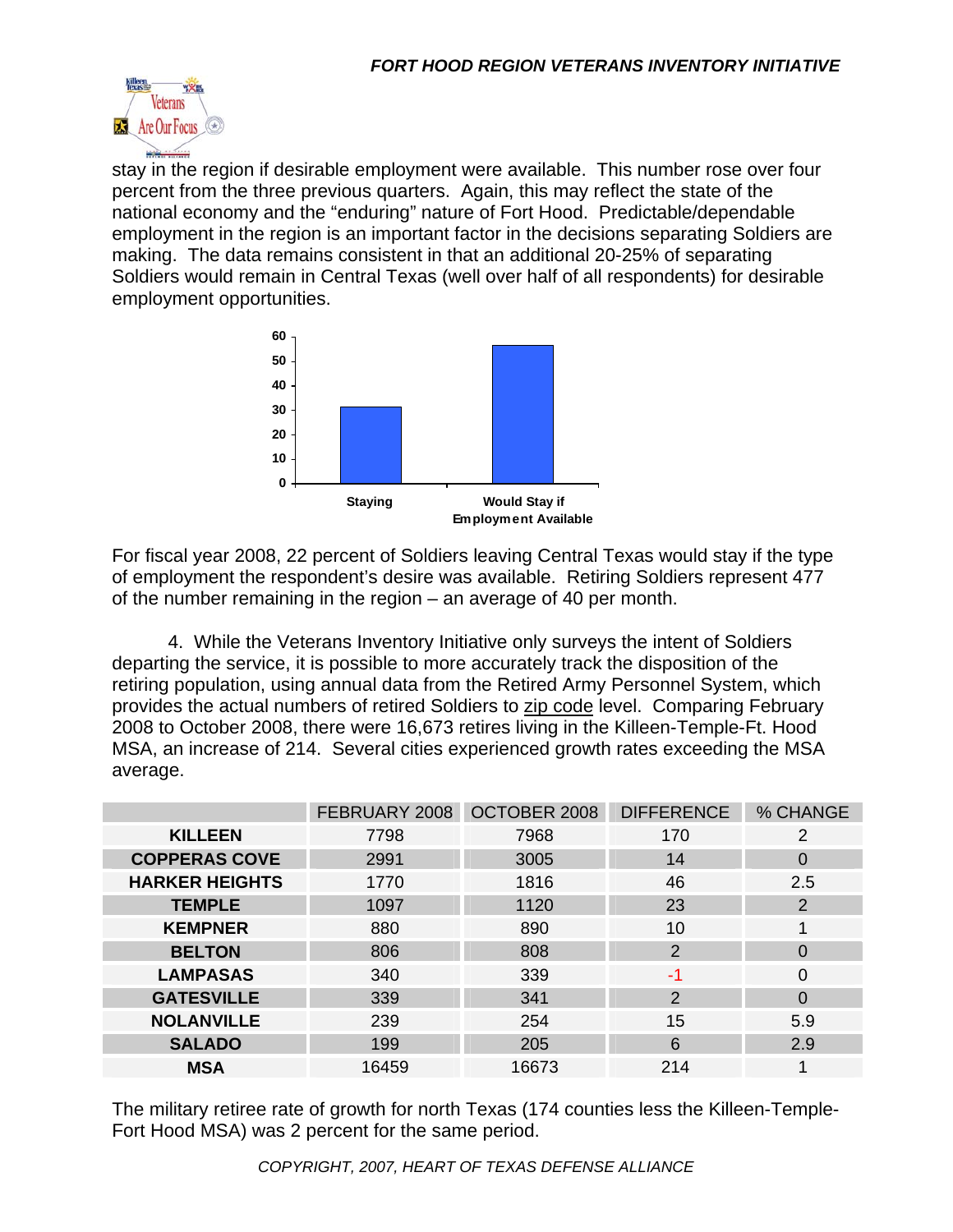stay in the region if desirable employment were available. This number rose over four percent from the three previous quarters. Again, this may reflect the state of the national economy and the "enduring" nature of Fort Hood. Predictable/dependable employment in the region is an important factor in the decisions separating Soldiers are making. The data remains consistent in that an additional 20-25% of separating Soldiers would remain in Central Texas (well over half of all respondents) for desirable employment opportunities.

For fiscal year 2008, 22 percent of Soldiers leaving Central Texas would stay if the type of employment the respondent's desire was available. Retiring Soldiers represent 477 of the number remaining in the region – an average of 40 per month.

4. While the Veterans Inventory Initiative only surveys the intent of Soldiers departing the service, it is possible to more accurately track the disposition of the retiring population, using annual data from the Retired Army Personnel System, which provides the actual numbers of retired Soldiers to zip code level. Comparing February 2008 to October 2008, there were 16,673 retires living in the Killeen-Temple-Ft. Hood MSA, an increase of 214. Several cities experienced growth rates exceeding the MSA average.

| | FEBRUARY 2008 | OCTOBER 2008 | DIFFERENCE | % CHANGE |
|---|---|---|---|---|
| **KILLEEN** | 7798 | 7968 | 170 | 2 |
| **COPPERAS COVE** | 2991 | 3005 | 14 | 0 |
| **HARKER HEIGHTS** | 1770 | 1816 | 46 | 2.5 |
| **TEMPLE** | 1097 | 1120 | 23 | 2 |
| **KEMPNER** | 880 | 890 | 10 | 1 |
| **BELTON** | 806 | 808 | 2 | 0 |
| **LAMPASAS** | 340 | 339 | -1 | 0 |
| **GATESVILLE** | 339 | 341 | 2 | 0 |
| **NOLANVILLE** | 239 | 254 | 15 | 5.9 |
| **SALADO** | 199 | 205 | 6 | 2.9 |
| **MSA** | 16459 | 16673 | 214 | 1 |

The military retiree rate of growth for north Texas (174 counties less the Killeen-Temple-Fort Hood MSA) was 2 percent for the same period.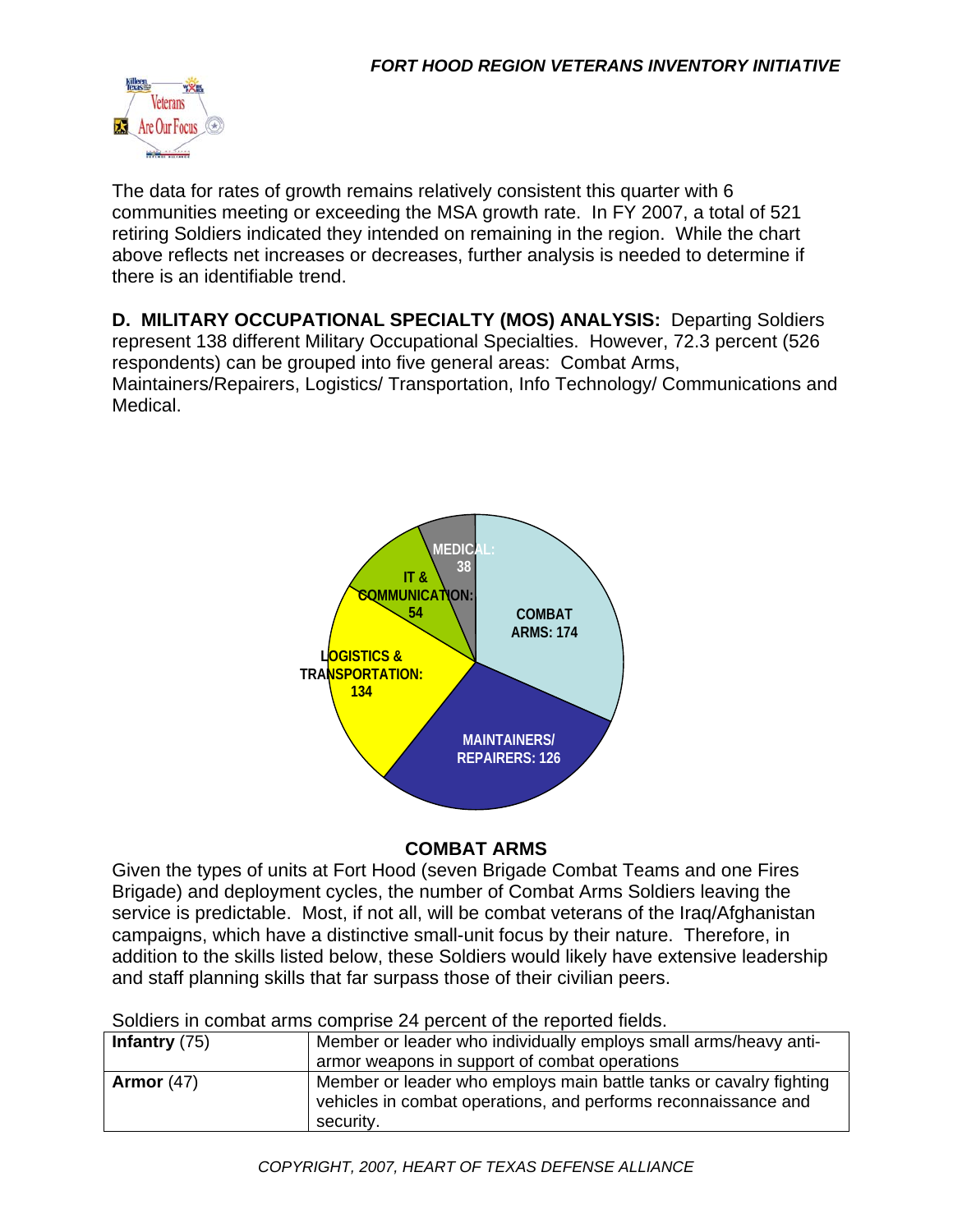The data for rates of growth remains relatively consistent this quarter with 6 communities meeting or exceeding the MSA growth rate. In FY 2007, a total of 521 retiring Soldiers indicated they intended on remaining in the region. While the chart above reflects net increases or decreases, further analysis is needed to determine if there is an identifiable trend.

**D. MILITARY OCCUPATIONAL SPECIALTY (MOS) ANALYSIS:** Departing Soldiers represent 138 different Military Occupational Specialties. However, 72.3 percent (526 respondents) can be grouped into five general areas: Combat Arms, Maintainers/Repairers, Logistics/ Transportation, Info Technology/ Communications and Medical.

MEDICAL: 38

IT & COMMUNICATION: 54

COMBAT ARMS: 174

LOGISTICS & TRANSPORTATION: 134

MAINTAINERS/ REPAIRERS: 126

### COMBAT ARMS

Given the types of units at Fort Hood (seven Brigade Combat Teams and one Fires Brigade) and deployment cycles, the number of Combat Arms Soldiers leaving the service is predictable. Most, if not all, will be combat veterans of the Iraq/Afghanistan campaigns, which have a distinctive small-unit focus by their nature. Therefore, in addition to the skills listed below, these Soldiers would likely have extensive leadership and staff planning skills that far surpass those of their civilian peers.

Soldiers in combat arms comprise 24 percent of the reported fields.

| | |
|---|---|
| **Infantry** (75) | Member or leader who individually employs small arms/heavy anti-armor weapons in support of combat operations |
| **Armor** (47) | Member or leader who employs main battle tanks or cavalry fighting vehicles in combat operations, and performs reconnaissance and security. |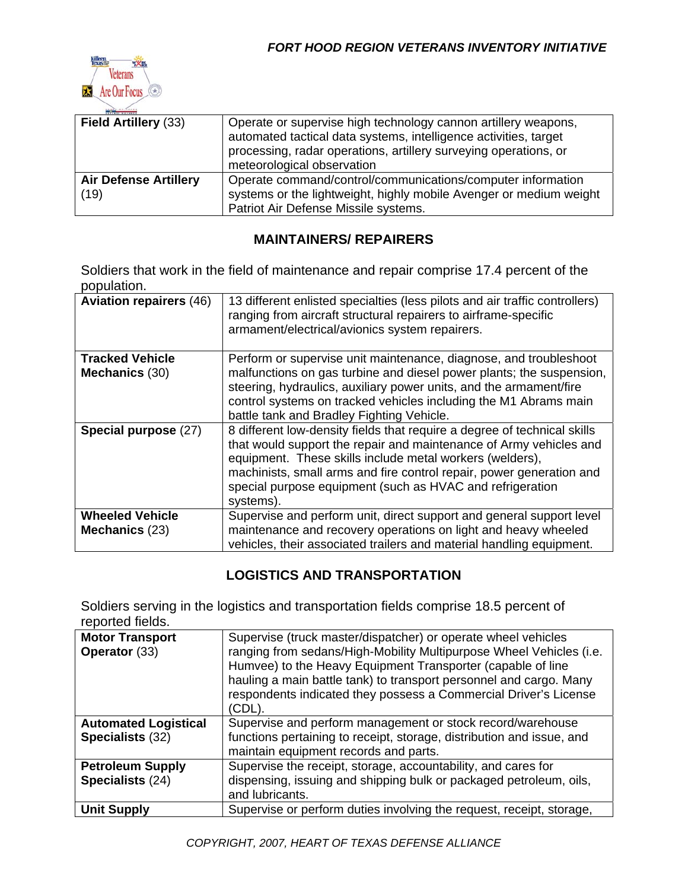| Field Artillery (33) | Operate or supervise high technology cannon artillery weapons, automated tactical data systems, intelligence activities, target processing, radar operations, artillery surveying operations, or meteorological observation |
|---|---|
| **Air Defense Artillery** (19) | Operate command/control/communications/computer information systems or the lightweight, highly mobile Avenger or medium weight Patriot Air Defense Missile systems. |

## MAINTAINERS/ REPAIRERS

Soldiers that work in the field of maintenance and repair comprise 17.4 percent of the population.

| Aviation repairers (46) | 13 different enlisted specialties (less pilots and air traffic controllers) ranging from aircraft structural repairers to airframe-specific armament/electrical/avionics system repairers. |
|---|---|
| **Tracked Vehicle Mechanics** (30) | Perform or supervise unit maintenance, diagnose, and troubleshoot malfunctions on gas turbine and diesel power plants; the suspension, steering, hydraulics, auxiliary power units, and the armament/fire control systems on tracked vehicles including the M1 Abrams main battle tank and Bradley Fighting Vehicle. |
| **Special purpose** (27) | 8 different low-density fields that require a degree of technical skills that would support the repair and maintenance of Army vehicles and equipment. These skills include metal workers (welders), machinists, small arms and fire control repair, power generation and special purpose equipment (such as HVAC and refrigeration systems). |
| **Wheeled Vehicle Mechanics** (23) | Supervise and perform unit, direct support and general support level maintenance and recovery operations on light and heavy wheeled vehicles, their associated trailers and material handling equipment. |

## LOGISTICS AND TRANSPORTATION

Soldiers serving in the logistics and transportation fields comprise 18.5 percent of reported fields.

| Motor Transport Operator (33) | Supervise (truck master/dispatcher) or operate wheel vehicles ranging from sedans/High-Mobility Multipurpose Wheel Vehicles (i.e. Humvee) to the Heavy Equipment Transporter (capable of line hauling a main battle tank) to transport personnel and cargo. Many respondents indicated they possess a Commercial Driver's License (CDL). |
|---|---|
| **Automated Logistical Specialists** (32) | Supervise and perform management or stock record/warehouse functions pertaining to receipt, storage, distribution and issue, and maintain equipment records and parts. |
| **Petroleum Supply Specialists** (24) | Supervise the receipt, storage, accountability, and cares for dispensing, issuing and shipping bulk or packaged petroleum, oils, and lubricants. |
| **Unit Supply** | Supervise or perform duties involving the request, receipt, storage, |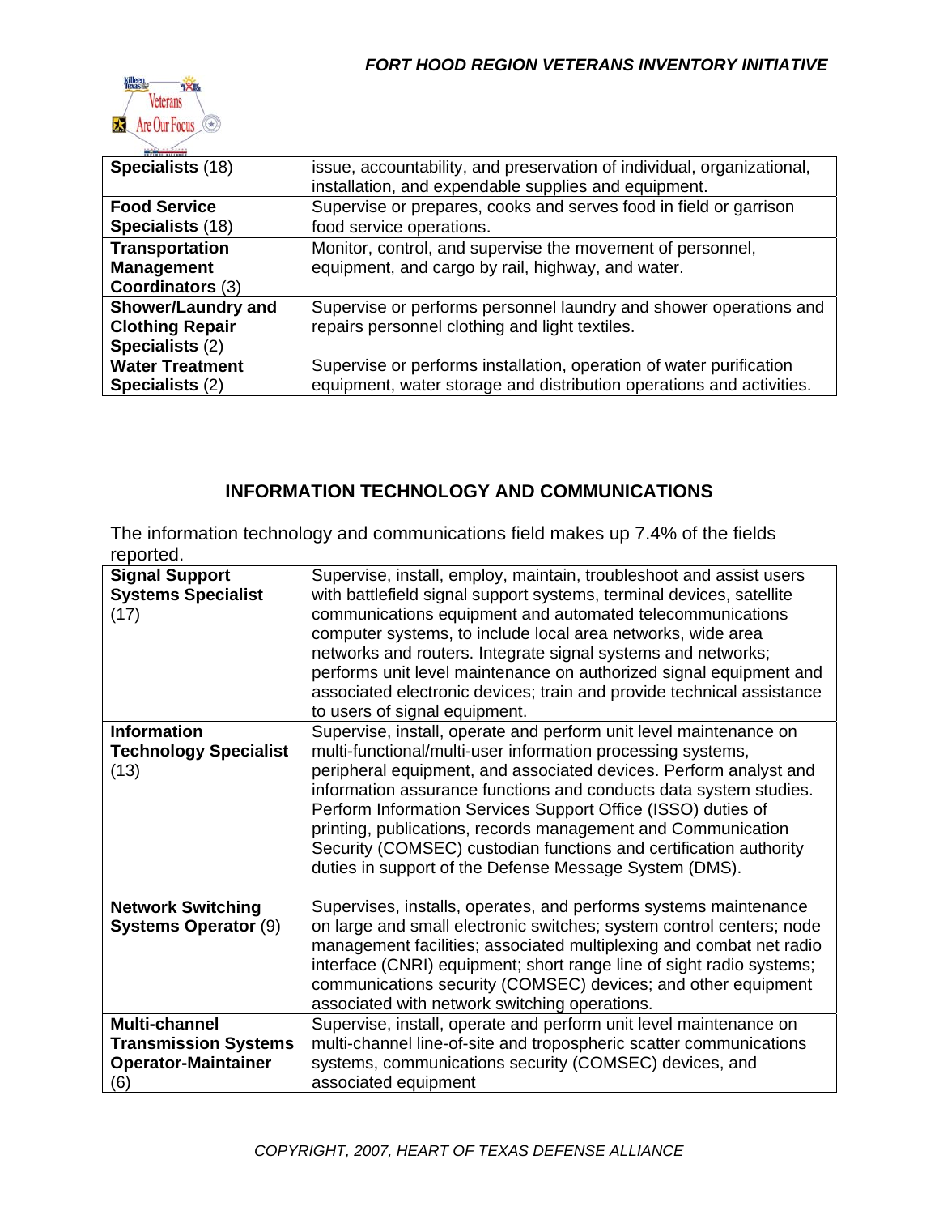| | |
|---|---|
| **Specialists** (18) | issue, accountability, and preservation of individual, organizational, installation, and expendable supplies and equipment. |
| **Food Service Specialists** (18) | Supervise or prepares, cooks and serves food in field or garrison food service operations. |
| **Transportation Management Coordinators** (3) | Monitor, control, and supervise the movement of personnel, equipment, and cargo by rail, highway, and water. |
| **Shower/Laundry and Clothing Repair Specialists** (2) | Supervise or performs personnel laundry and shower operations and repairs personnel clothing and light textiles. |
| **Water Treatment Specialists** (2) | Supervise or performs installation, operation of water purification equipment, water storage and distribution operations and activities. |

## INFORMATION TECHNOLOGY AND COMMUNICATIONS

The information technology and communications field makes up 7.4% of the fields reported.

| | |
|---|---|
| **Signal Support Systems Specialist** (17) | Supervise, install, employ, maintain, troubleshoot and assist users with battlefield signal support systems, terminal devices, satellite communications equipment and automated telecommunications computer systems, to include local area networks, wide area networks and routers. Integrate signal systems and networks; performs unit level maintenance on authorized signal equipment and associated electronic devices; train and provide technical assistance to users of signal equipment. |
| **Information Technology Specialist** (13) | Supervise, install, operate and perform unit level maintenance on multi-functional/multi-user information processing systems, peripheral equipment, and associated devices. Perform analyst and information assurance functions and conducts data system studies. Perform Information Services Support Office (ISSO) duties of printing, publications, records management and Communication Security (COMSEC) custodian functions and certification authority duties in support of the Defense Message System (DMS). |
| **Network Switching Systems Operator** (9) | Supervises, installs, operates, and performs systems maintenance on large and small electronic switches; system control centers; node management facilities; associated multiplexing and combat net radio interface (CNRI) equipment; short range line of sight radio systems; communications security (COMSEC) devices; and other equipment associated with network switching operations. |
| **Multi-channel Transmission Systems Operator-Maintainer** (6) | Supervise, install, operate and perform unit level maintenance on multi-channel line-of-site and tropospheric scatter communications systems, communications security (COMSEC) devices, and associated equipment |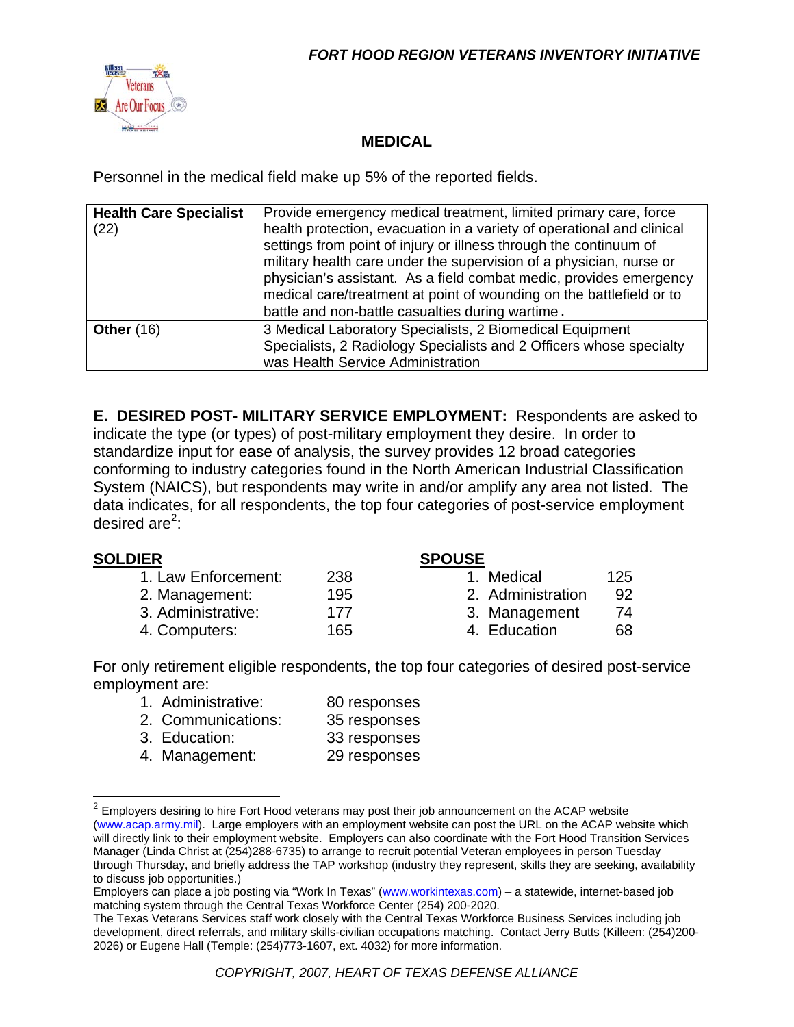## MEDICAL

Personnel in the medical field make up 5% of the reported fields.

| | |
|---|---|
| **Health Care Specialist** (22) | Provide emergency medical treatment, limited primary care, force health protection, evacuation in a variety of operational and clinical settings from point of injury or illness through the continuum of military health care under the supervision of a physician, nurse or physician's assistant. As a field combat medic, provides emergency medical care/treatment at point of wounding on the battlefield or to battle and non-battle casualties during wartime. |
| **Other** (16) | 3 Medical Laboratory Specialists, 2 Biomedical Equipment Specialists, 2 Radiology Specialists and 2 Officers whose specialty was Health Service Administration |

**E. DESIRED POST- MILITARY SERVICE EMPLOYMENT:** Respondents are asked to indicate the type (or types) of post-military employment they desire. In order to standardize input for ease of analysis, the survey provides 12 broad categories conforming to industry categories found in the North American Industrial Classification System (NAICS), but respondents may write in and/or amplify any area not listed. The data indicates, for all respondents, the top four categories of post-service employment desired are[2]:

**SOLDIER**

1. Law Enforcement: 238
2. Management: 195
3. Administrative: 177
4. Computers: 165

**SPOUSE**

1. Medical 125
2. Administration 92
3. Management 74
4. Education 68

For only retirement eligible respondents, the top four categories of desired post-service employment are:

1. Administrative: 80 responses
2. Communications: 35 responses
3. Education: 33 responses
4. Management: 29 responses

---

[2] Employers desiring to hire Fort Hood veterans may post their job announcement on the ACAP website (www.acap.army.mil). Large employers with an employment website can post the URL on the ACAP website which will directly link to their employment website. Employers can also coordinate with the Fort Hood Transition Services Manager (Linda Christ at (254)288-6735) to arrange to recruit potential Veteran employees in person Tuesday through Thursday, and briefly address the TAP workshop (industry they represent, skills they are seeking, availability to discuss job opportunities.)
Employers can place a job posting via "Work In Texas" (www.workintexas.com) – a statewide, internet-based job matching system through the Central Texas Workforce Center (254) 200-2020.
The Texas Veterans Services staff work closely with the Central Texas Workforce Business Services including job development, direct referrals, and military skills-civilian occupations matching. Contact Jerry Butts (Killeen: (254)200-2026) or Eugene Hall (Temple: (254)773-1607, ext. 4032) for more information.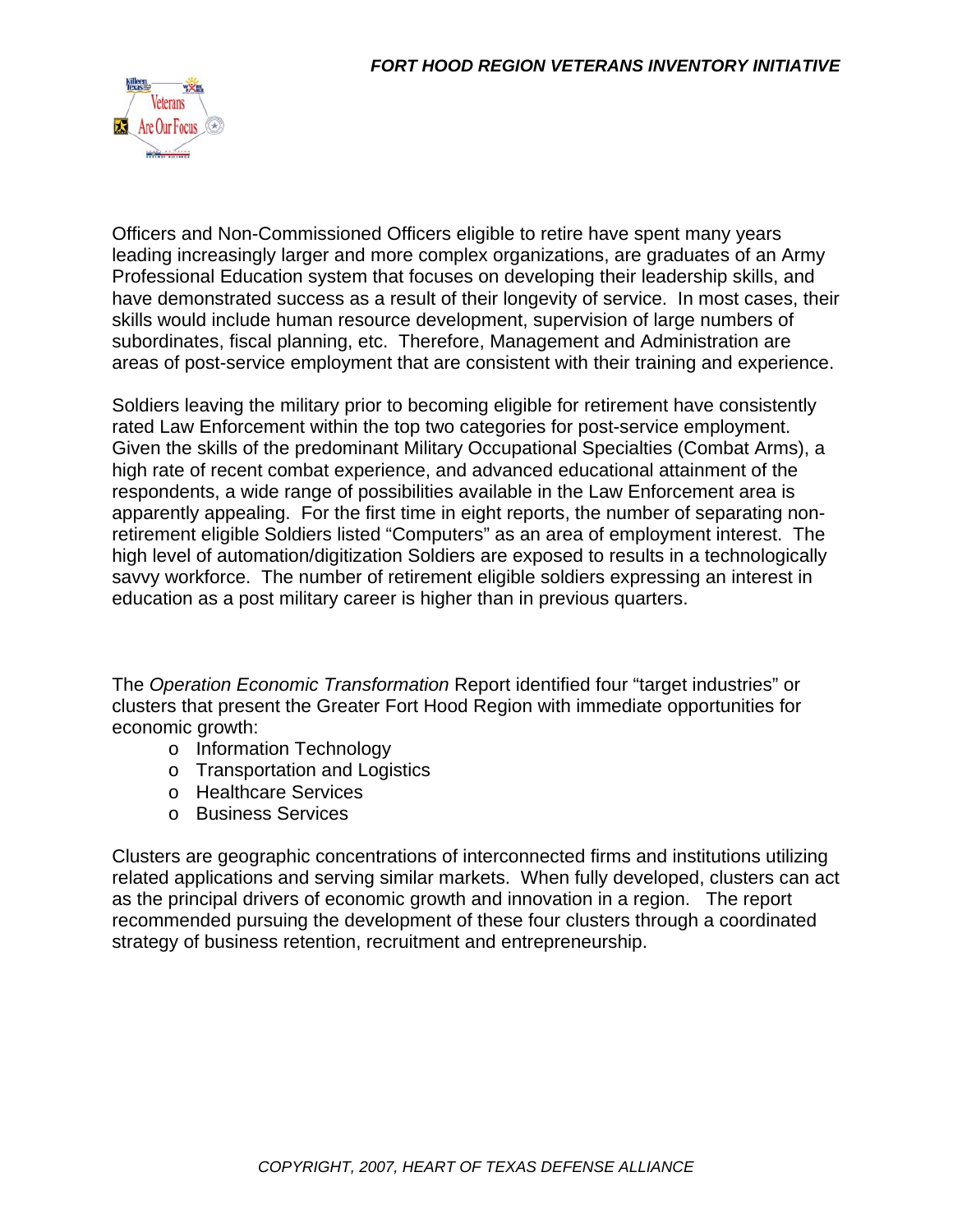Officers and Non-Commissioned Officers eligible to retire have spent many years leading increasingly larger and more complex organizations, are graduates of an Army Professional Education system that focuses on developing their leadership skills, and have demonstrated success as a result of their longevity of service. In most cases, their skills would include human resource development, supervision of large numbers of subordinates, fiscal planning, etc. Therefore, Management and Administration are areas of post-service employment that are consistent with their training and experience.

Soldiers leaving the military prior to becoming eligible for retirement have consistently rated Law Enforcement within the top two categories for post-service employment. Given the skills of the predominant Military Occupational Specialties (Combat Arms), a high rate of recent combat experience, and advanced educational attainment of the respondents, a wide range of possibilities available in the Law Enforcement area is apparently appealing. For the first time in eight reports, the number of separating non-retirement eligible Soldiers listed "Computers" as an area of employment interest. The high level of automation/digitization Soldiers are exposed to results in a technologically savvy workforce. The number of retirement eligible soldiers expressing an interest in education as a post military career is higher than in previous quarters.

The *Operation Economic Transformation* Report identified four "target industries" or clusters that present the Greater Fort Hood Region with immediate opportunities for economic growth:

- Information Technology
- Transportation and Logistics
- Healthcare Services
- Business Services

Clusters are geographic concentrations of interconnected firms and institutions utilizing related applications and serving similar markets. When fully developed, clusters can act as the principal drivers of economic growth and innovation in a region. The report recommended pursuing the development of these four clusters through a coordinated strategy of business retention, recruitment and entrepreneurship.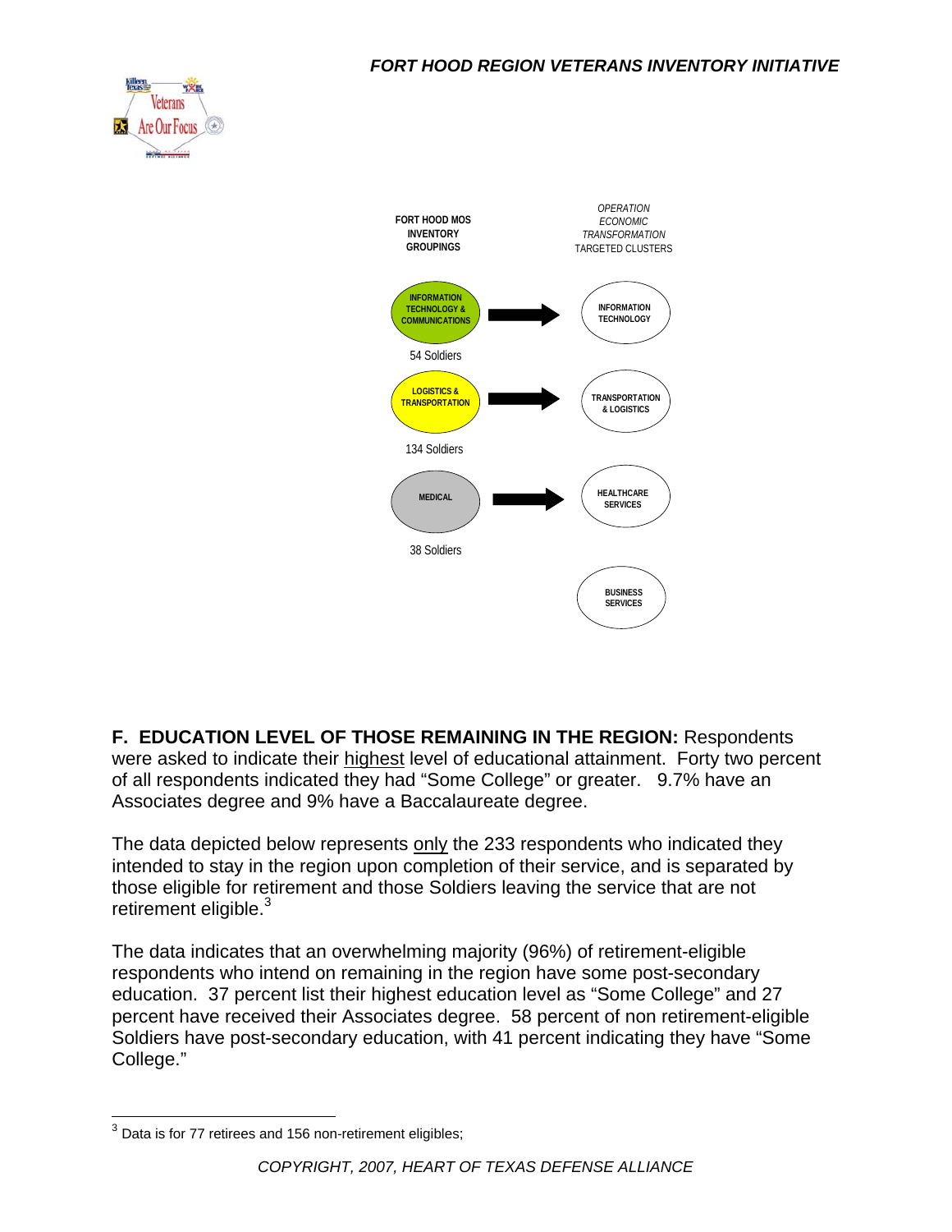FORT HOOD MOS INVENTORY GROUPINGS → *OPERATION ECONOMIC TRANSFORMATION* TARGETED CLUSTERS

| FORT HOOD MOS INVENTORY GROUPINGS | | *OPERATION ECONOMIC TRANSFORMATION* TARGETED CLUSTERS |
|---|---|---|
| INFORMATION TECHNOLOGY & COMMUNICATIONS (54 Soldiers) | → | INFORMATION TECHNOLOGY |
| LOGISTICS & TRANSPORTATION (134 Soldiers) | → | TRANSPORTATION & LOGISTICS |
| MEDICAL (38 Soldiers) | → | HEALTHCARE SERVICES |
| | | BUSINESS SERVICES |

**F. EDUCATION LEVEL OF THOSE REMAINING IN THE REGION:** Respondents were asked to indicate their highest level of educational attainment. Forty two percent of all respondents indicated they had "Some College" or greater. 9.7% have an Associates degree and 9% have a Baccalaureate degree.

The data depicted below represents only the 233 respondents who indicated they intended to stay in the region upon completion of their service, and is separated by those eligible for retirement and those Soldiers leaving the service that are not retirement eligible.[3]

The data indicates that an overwhelming majority (96%) of retirement-eligible respondents who intend on remaining in the region have some post-secondary education. 37 percent list their highest education level as "Some College" and 27 percent have received their Associates degree. 58 percent of non retirement-eligible Soldiers have post-secondary education, with 41 percent indicating they have "Some College."

---

[3] Data is for 77 retirees and 156 non-retirement eligibles;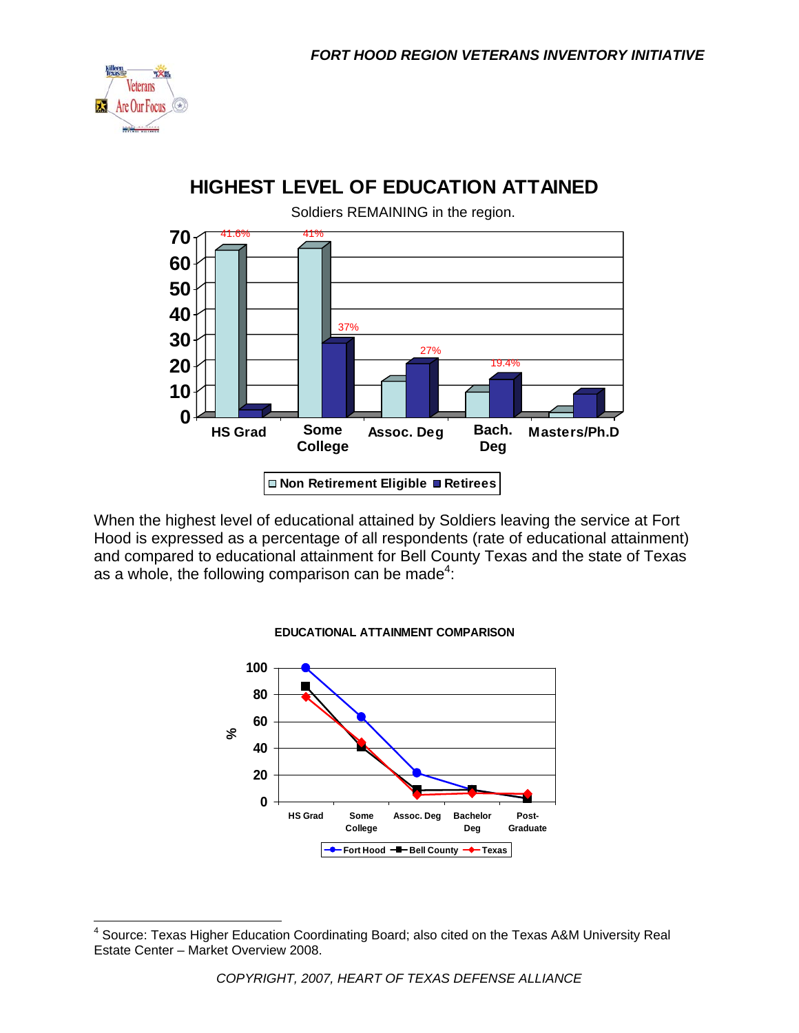## HIGHEST LEVEL OF EDUCATION ATTAINED

Soldiers REMAINING in the region.

When the highest level of educational attained by Soldiers leaving the service at Fort Hood is expressed as a percentage of all respondents (rate of educational attainment) and compared to educational attainment for Bell County Texas and the state of Texas as a whole, the following comparison can be made[4]:

**EDUCATIONAL ATTAINMENT COMPARISON**

[4] Source: Texas Higher Education Coordinating Board; also cited on the Texas A&M University Real Estate Center – Market Overview 2008.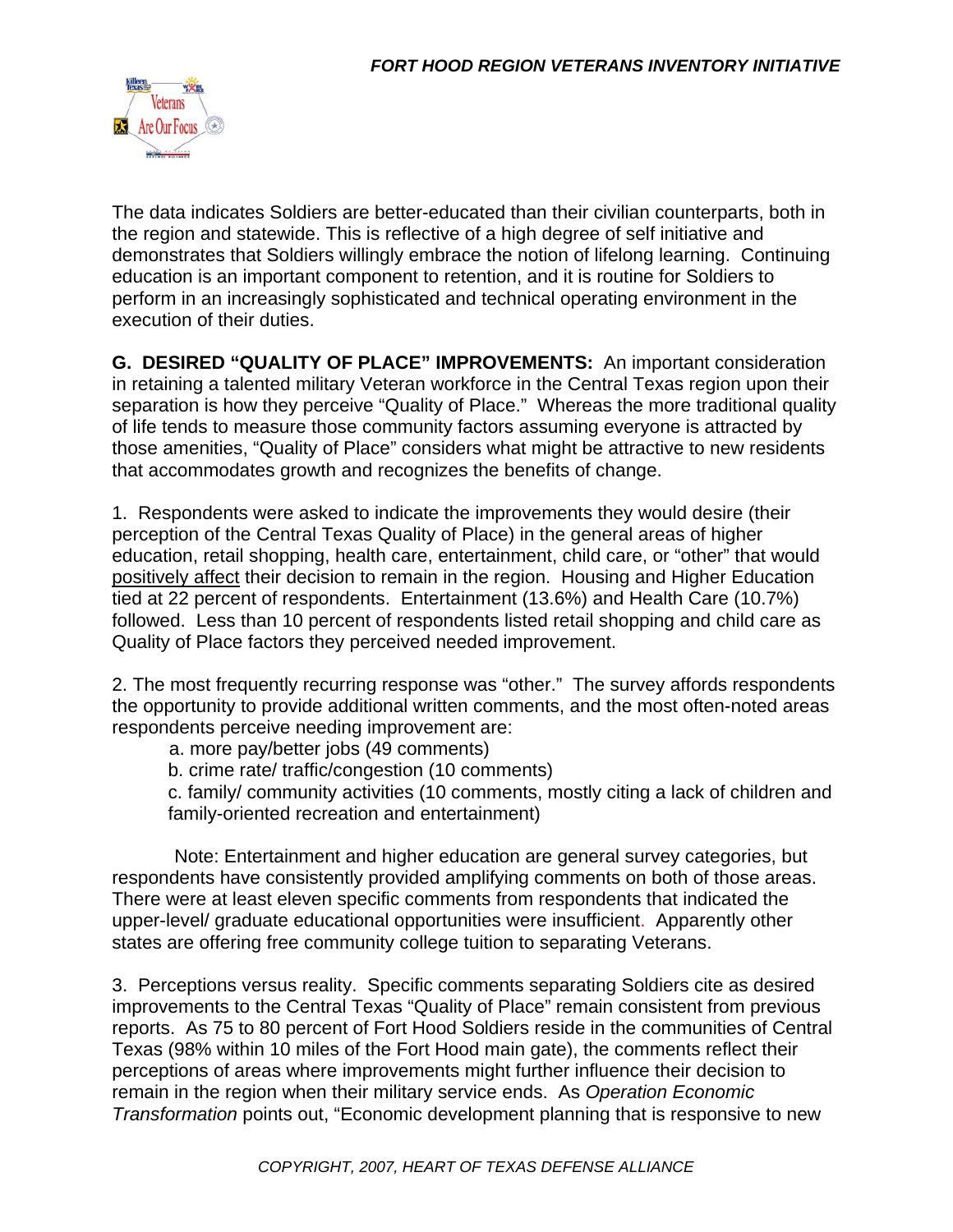The data indicates Soldiers are better-educated than their civilian counterparts, both in the region and statewide. This is reflective of a high degree of self initiative and demonstrates that Soldiers willingly embrace the notion of lifelong learning. Continuing education is an important component to retention, and it is routine for Soldiers to perform in an increasingly sophisticated and technical operating environment in the execution of their duties.

**G. DESIRED "QUALITY OF PLACE" IMPROVEMENTS:** An important consideration in retaining a talented military Veteran workforce in the Central Texas region upon their separation is how they perceive "Quality of Place." Whereas the more traditional quality of life tends to measure those community factors assuming everyone is attracted by those amenities, "Quality of Place" considers what might be attractive to new residents that accommodates growth and recognizes the benefits of change.

1. Respondents were asked to indicate the improvements they would desire (their perception of the Central Texas Quality of Place) in the general areas of higher education, retail shopping, health care, entertainment, child care, or "other" that would <u>positively affect</u> their decision to remain in the region. Housing and Higher Education tied at 22 percent of respondents. Entertainment (13.6%) and Health Care (10.7%) followed. Less than 10 percent of respondents listed retail shopping and child care as Quality of Place factors they perceived needed improvement.

2. The most frequently recurring response was "other." The survey affords respondents the opportunity to provide additional written comments, and the most often-noted areas respondents perceive needing improvement are:

   a. more pay/better jobs (49 comments)
   b. crime rate/ traffic/congestion (10 comments)
   c. family/ community activities (10 comments, mostly citing a lack of children and family-oriented recreation and entertainment)

Note: Entertainment and higher education are general survey categories, but respondents have consistently provided amplifying comments on both of those areas. There were at least eleven specific comments from respondents that indicated the upper-level/ graduate educational opportunities were insufficient. Apparently other states are offering free community college tuition to separating Veterans.

3. Perceptions versus reality. Specific comments separating Soldiers cite as desired improvements to the Central Texas "Quality of Place" remain consistent from previous reports. As 75 to 80 percent of Fort Hood Soldiers reside in the communities of Central Texas (98% within 10 miles of the Fort Hood main gate), the comments reflect their perceptions of areas where improvements might further influence their decision to remain in the region when their military service ends. As *Operation Economic Transformation* points out, "Economic development planning that is responsive to new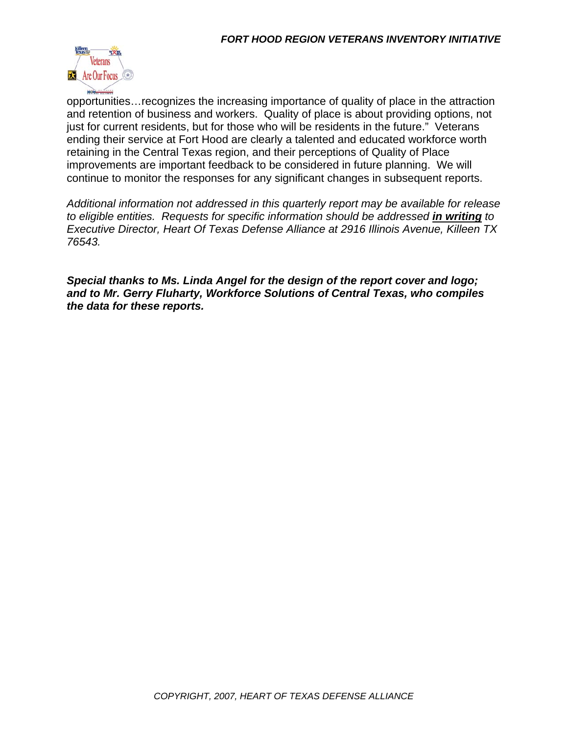opportunities…recognizes the increasing importance of quality of place in the attraction and retention of business and workers. Quality of place is about providing options, not just for current residents, but for those who will be residents in the future." Veterans ending their service at Fort Hood are clearly a talented and educated workforce worth retaining in the Central Texas region, and their perceptions of Quality of Place improvements are important feedback to be considered in future planning. We will continue to monitor the responses for any significant changes in subsequent reports.

*Additional information not addressed in this quarterly report may be available for release to eligible entities. Requests for specific information should be addressed* ***in writing*** *to Executive Director, Heart Of Texas Defense Alliance at 2916 Illinois Avenue, Killeen TX 76543.*

***Special thanks to Ms. Linda Angel for the design of the report cover and logo; and to Mr. Gerry Fluharty, Workforce Solutions of Central Texas, who compiles the data for these reports.***